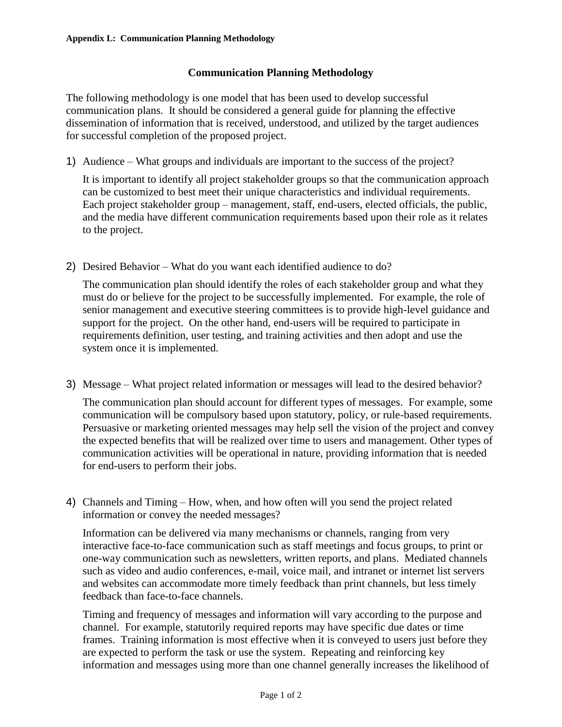**Appendix L: Communication Planning Methodology**

# Communication Planning Methodology

The following methodology is one model that has been used to develop successful communication plans. It should be considered a general guide for planning the effective dissemination of information that is received, understood, and utilized by the target audiences for successful completion of the proposed project.

1) Audience – What groups and individuals are important to the success of the project?

   It is important to identify all project stakeholder groups so that the communication approach can be customized to best meet their unique characteristics and individual requirements. Each project stakeholder group – management, staff, end-users, elected officials, the public, and the media have different communication requirements based upon their role as it relates to the project.

2) Desired Behavior – What do you want each identified audience to do?

   The communication plan should identify the roles of each stakeholder group and what they must do or believe for the project to be successfully implemented. For example, the role of senior management and executive steering committees is to provide high-level guidance and support for the project. On the other hand, end-users will be required to participate in requirements definition, user testing, and training activities and then adopt and use the system once it is implemented.

3) Message – What project related information or messages will lead to the desired behavior?

   The communication plan should account for different types of messages. For example, some communication will be compulsory based upon statutory, policy, or rule-based requirements. Persuasive or marketing oriented messages may help sell the vision of the project and convey the expected benefits that will be realized over time to users and management. Other types of communication activities will be operational in nature, providing information that is needed for end-users to perform their jobs.

4) Channels and Timing – How, when, and how often will you send the project related information or convey the needed messages?

   Information can be delivered via many mechanisms or channels, ranging from very interactive face-to-face communication such as staff meetings and focus groups, to print or one-way communication such as newsletters, written reports, and plans. Mediated channels such as video and audio conferences, e-mail, voice mail, and intranet or internet list servers and websites can accommodate more timely feedback than print channels, but less timely feedback than face-to-face channels.

   Timing and frequency of messages and information will vary according to the purpose and channel. For example, statutorily required reports may have specific due dates or time frames. Training information is most effective when it is conveyed to users just before they are expected to perform the task or use the system. Repeating and reinforcing key information and messages using more than one channel generally increases the likelihood of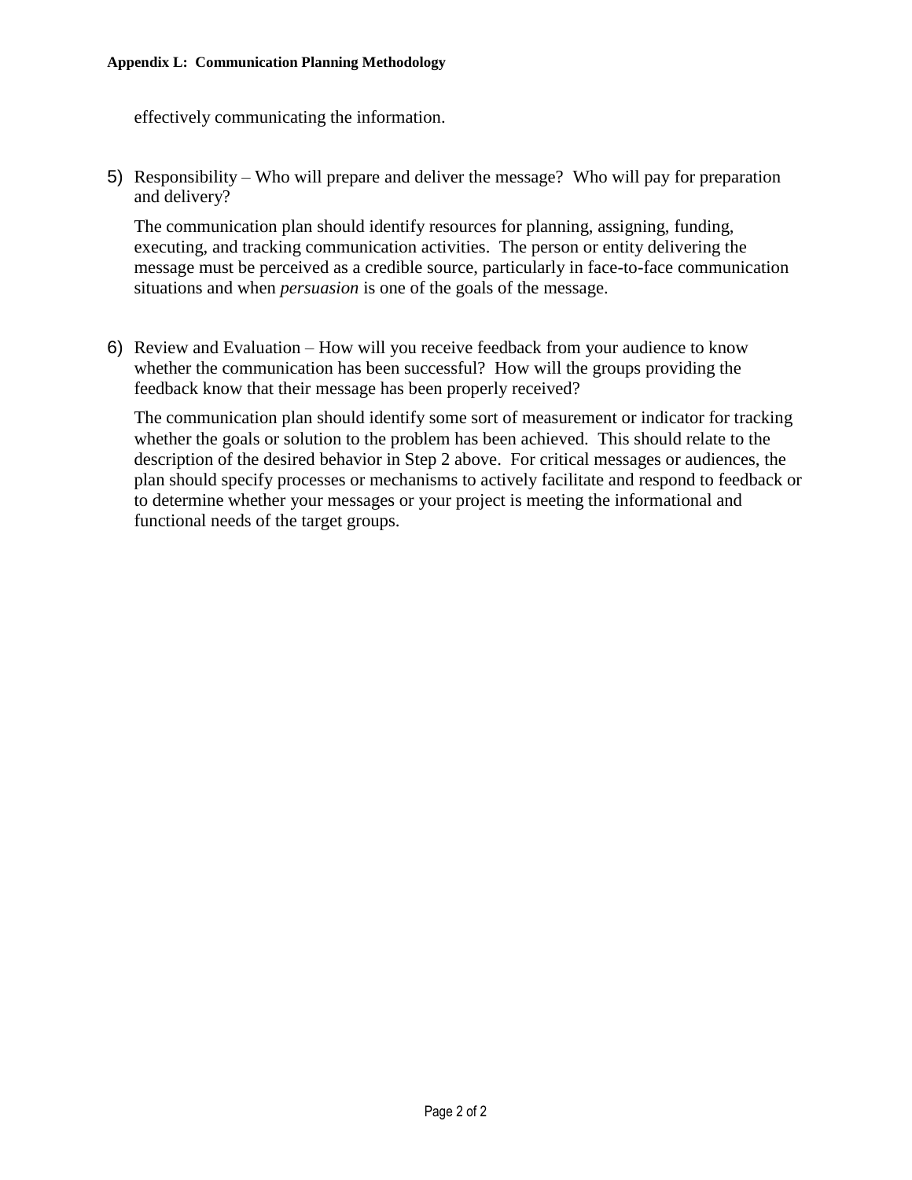effectively communicating the information.

5) Responsibility – Who will prepare and deliver the message? Who will pay for preparation and delivery?

   The communication plan should identify resources for planning, assigning, funding, executing, and tracking communication activities. The person or entity delivering the message must be perceived as a credible source, particularly in face-to-face communication situations and when *persuasion* is one of the goals of the message.

6) Review and Evaluation – How will you receive feedback from your audience to know whether the communication has been successful? How will the groups providing the feedback know that their message has been properly received?

   The communication plan should identify some sort of measurement or indicator for tracking whether the goals or solution to the problem has been achieved. This should relate to the description of the desired behavior in Step 2 above. For critical messages or audiences, the plan should specify processes or mechanisms to actively facilitate and respond to feedback or to determine whether your messages or your project is meeting the informational and functional needs of the target groups.